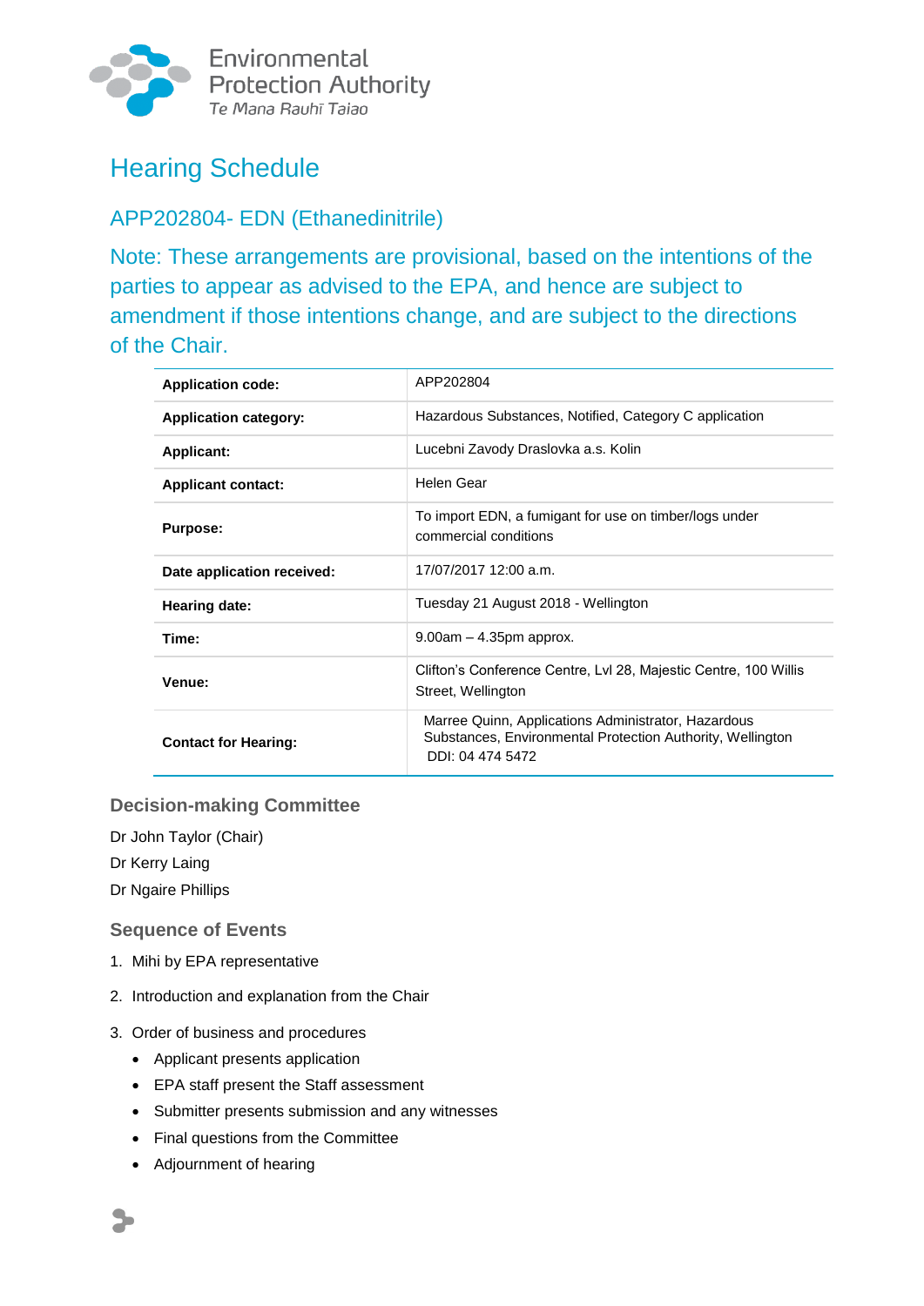Environmental Protection Authority
Te Mana Rauhī Taiao

# Hearing Schedule

## APP202804- EDN (Ethanedinitrile)

Note: These arrangements are provisional, based on the intentions of the parties to appear as advised to the EPA, and hence are subject to amendment if those intentions change, and are subject to the directions of the Chair.

| | |
|---|---|
| **Application code:** | APP202804 |
| **Application category:** | Hazardous Substances, Notified, Category C application |
| **Applicant:** | Lucebni Zavody Draslovka a.s. Kolin |
| **Applicant contact:** | Helen Gear |
| **Purpose:** | To import EDN, a fumigant for use on timber/logs under commercial conditions |
| **Date application received:** | 17/07/2017 12:00 a.m. |
| **Hearing date:** | Tuesday 21 August 2018 - Wellington |
| **Time:** | 9.00am – 4.35pm approx. |
| **Venue:** | Clifton's Conference Centre, Lvl 28, Majestic Centre, 100 Willis Street, Wellington |
| **Contact for Hearing:** | Marree Quinn, Applications Administrator, Hazardous Substances, Environmental Protection Authority, Wellington DDI: 04 474 5472 |

### Decision-making Committee

Dr John Taylor (Chair)

Dr Kerry Laing

Dr Ngaire Phillips

### Sequence of Events

1. Mihi by EPA representative
2. Introduction and explanation from the Chair
3. Order of business and procedures
   - Applicant presents application
   - EPA staff present the Staff assessment
   - Submitter presents submission and any witnesses
   - Final questions from the Committee
   - Adjournment of hearing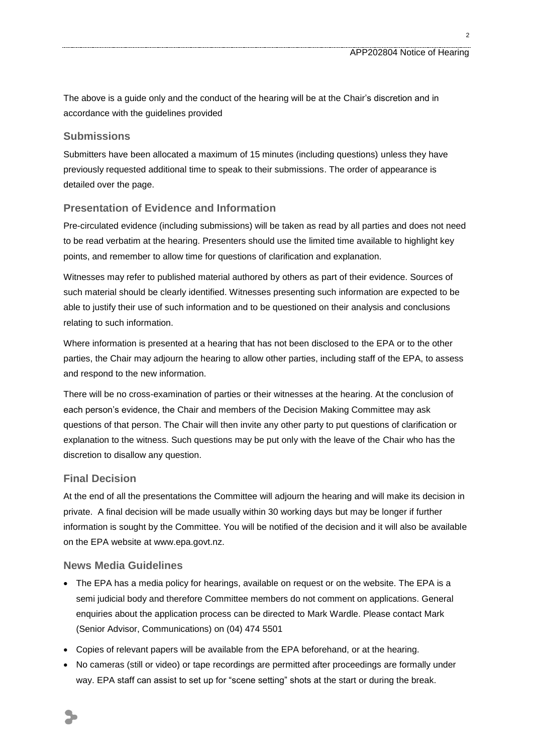The above is a guide only and the conduct of the hearing will be at the Chair's discretion and in accordance with the guidelines provided

## Submissions

Submitters have been allocated a maximum of 15 minutes (including questions) unless they have previously requested additional time to speak to their submissions. The order of appearance is detailed over the page.

## Presentation of Evidence and Information

Pre-circulated evidence (including submissions) will be taken as read by all parties and does not need to be read verbatim at the hearing. Presenters should use the limited time available to highlight key points, and remember to allow time for questions of clarification and explanation.

Witnesses may refer to published material authored by others as part of their evidence. Sources of such material should be clearly identified. Witnesses presenting such information are expected to be able to justify their use of such information and to be questioned on their analysis and conclusions relating to such information.

Where information is presented at a hearing that has not been disclosed to the EPA or to the other parties, the Chair may adjourn the hearing to allow other parties, including staff of the EPA, to assess and respond to the new information.

There will be no cross-examination of parties or their witnesses at the hearing. At the conclusion of each person's evidence, the Chair and members of the Decision Making Committee may ask questions of that person. The Chair will then invite any other party to put questions of clarification or explanation to the witness. Such questions may be put only with the leave of the Chair who has the discretion to disallow any question.

## Final Decision

At the end of all the presentations the Committee will adjourn the hearing and will make its decision in private. A final decision will be made usually within 30 working days but may be longer if further information is sought by the Committee. You will be notified of the decision and it will also be available on the EPA website at www.epa.govt.nz.

## News Media Guidelines

- The EPA has a media policy for hearings, available on request or on the website. The EPA is a semi judicial body and therefore Committee members do not comment on applications. General enquiries about the application process can be directed to Mark Wardle. Please contact Mark (Senior Advisor, Communications) on (04) 474 5501
- Copies of relevant papers will be available from the EPA beforehand, or at the hearing.
- No cameras (still or video) or tape recordings are permitted after proceedings are formally under way. EPA staff can assist to set up for "scene setting" shots at the start or during the break.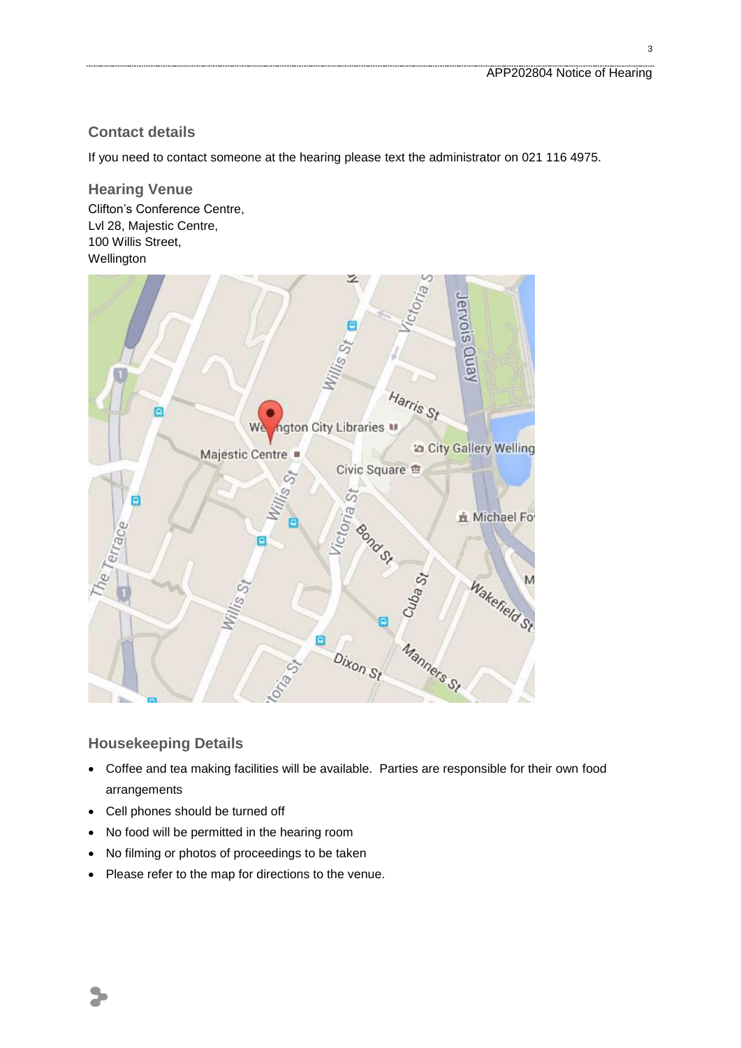## Contact details

If you need to contact someone at the hearing please text the administrator on 021 116 4975.

## Hearing Venue

Clifton's Conference Centre,
Lvl 28, Majestic Centre,
100 Willis Street,
Wellington

## Housekeeping Details

- Coffee and tea making facilities will be available. Parties are responsible for their own food arrangements
- Cell phones should be turned off
- No food will be permitted in the hearing room
- No filming or photos of proceedings to be taken
- Please refer to the map for directions to the venue.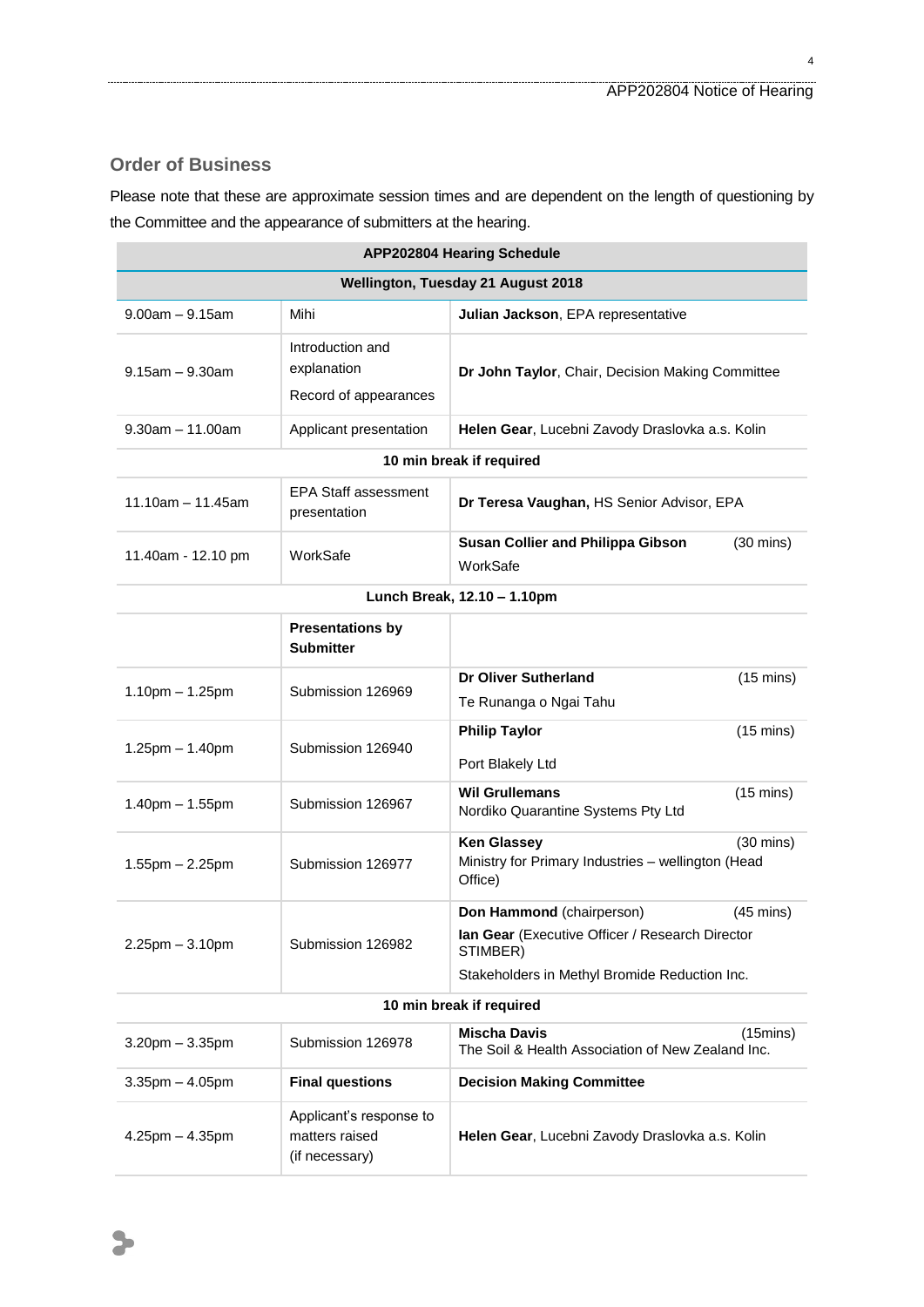## Order of Business

Please note that these are approximate session times and are dependent on the length of questioning by the Committee and the appearance of submitters at the hearing.

| APP202804 Hearing Schedule | | |
|---|---|---|
| **Wellington, Tuesday 21 August 2018** | | |
| 9.00am – 9.15am | Mihi | **Julian Jackson**, EPA representative |
| 9.15am – 9.30am | Introduction and explanation<br>Record of appearances | **Dr John Taylor**, Chair, Decision Making Committee |
| 9.30am – 11.00am | Applicant presentation | **Helen Gear**, Lucebni Zavody Draslovka a.s. Kolin |
| **10 min break if required** | | |
| 11.10am – 11.45am | EPA Staff assessment presentation | **Dr Teresa Vaughan,** HS Senior Advisor, EPA |
| 11.40am - 12.10 pm | WorkSafe | **Susan Collier and Philippa Gibson** (30 mins)<br>WorkSafe |
| **Lunch Break, 12.10 – 1.10pm** | | |
| | **Presentations by Submitter** | |
| 1.10pm – 1.25pm | Submission 126969 | **Dr Oliver Sutherland** (15 mins)<br>Te Runanga o Ngai Tahu |
| 1.25pm – 1.40pm | Submission 126940 | **Philip Taylor** (15 mins)<br>Port Blakely Ltd |
| 1.40pm – 1.55pm | Submission 126967 | **Wil Grullemans** (15 mins)<br>Nordiko Quarantine Systems Pty Ltd |
| 1.55pm – 2.25pm | Submission 126977 | **Ken Glassey** (30 mins)<br>Ministry for Primary Industries – wellington (Head Office) |
| 2.25pm – 3.10pm | Submission 126982 | **Don Hammond** (chairperson) (45 mins)<br>**Ian Gear** (Executive Officer / Research Director STIMBER)<br>Stakeholders in Methyl Bromide Reduction Inc. |
| **10 min break if required** | | |
| 3.20pm – 3.35pm | Submission 126978 | **Mischa Davis** (15mins)<br>The Soil & Health Association of New Zealand Inc. |
| 3.35pm – 4.05pm | **Final questions** | **Decision Making Committee** |
| 4.25pm – 4.35pm | Applicant's response to matters raised (if necessary) | **Helen Gear**, Lucebni Zavody Draslovka a.s. Kolin |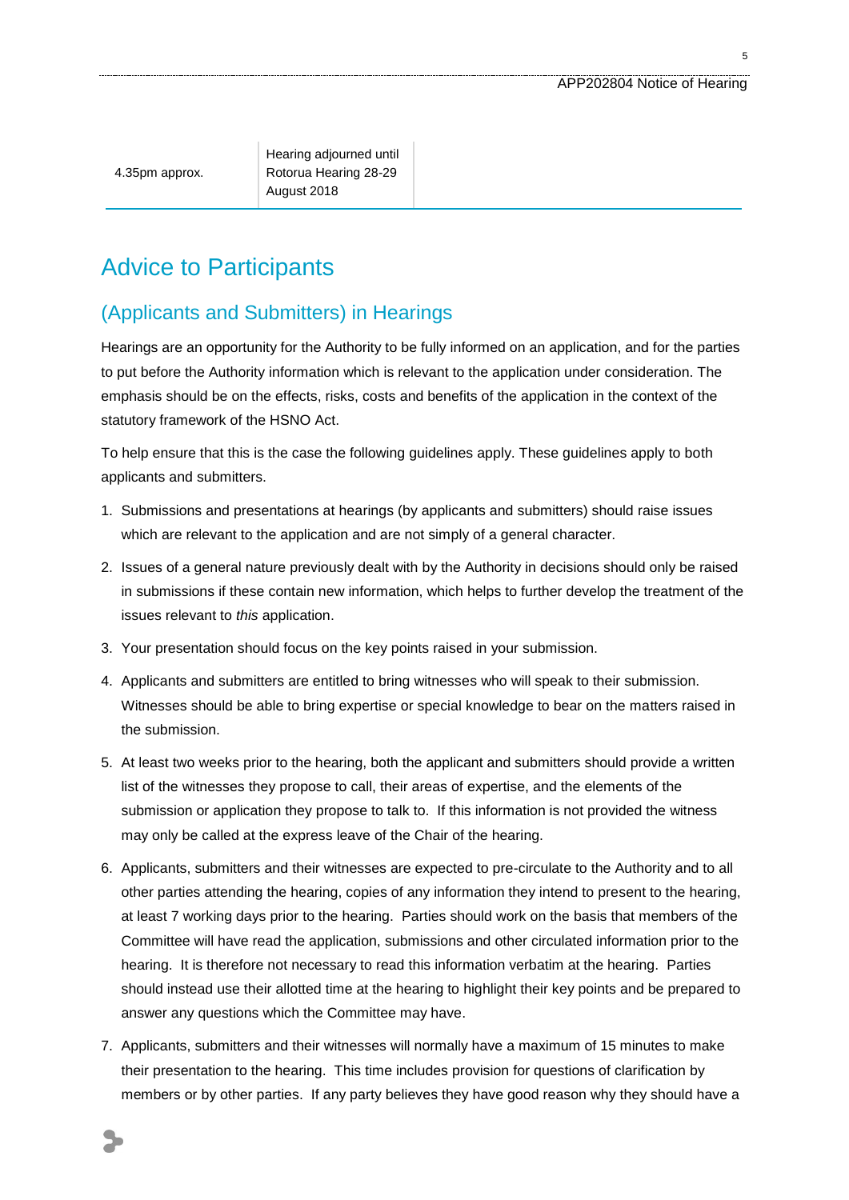| | | |
|---|---|---|
| 4.35pm approx. | Hearing adjourned until Rotorua Hearing 28-29 August 2018 | |

# Advice to Participants

## (Applicants and Submitters) in Hearings

Hearings are an opportunity for the Authority to be fully informed on an application, and for the parties to put before the Authority information which is relevant to the application under consideration. The emphasis should be on the effects, risks, costs and benefits of the application in the context of the statutory framework of the HSNO Act.

To help ensure that this is the case the following guidelines apply. These guidelines apply to both applicants and submitters.

1. Submissions and presentations at hearings (by applicants and submitters) should raise issues which are relevant to the application and are not simply of a general character.
2. Issues of a general nature previously dealt with by the Authority in decisions should only be raised in submissions if these contain new information, which helps to further develop the treatment of the issues relevant to *this* application.
3. Your presentation should focus on the key points raised in your submission.
4. Applicants and submitters are entitled to bring witnesses who will speak to their submission. Witnesses should be able to bring expertise or special knowledge to bear on the matters raised in the submission.
5. At least two weeks prior to the hearing, both the applicant and submitters should provide a written list of the witnesses they propose to call, their areas of expertise, and the elements of the submission or application they propose to talk to. If this information is not provided the witness may only be called at the express leave of the Chair of the hearing.
6. Applicants, submitters and their witnesses are expected to pre-circulate to the Authority and to all other parties attending the hearing, copies of any information they intend to present to the hearing, at least 7 working days prior to the hearing. Parties should work on the basis that members of the Committee will have read the application, submissions and other circulated information prior to the hearing. It is therefore not necessary to read this information verbatim at the hearing. Parties should instead use their allotted time at the hearing to highlight their key points and be prepared to answer any questions which the Committee may have.
7. Applicants, submitters and their witnesses will normally have a maximum of 15 minutes to make their presentation to the hearing. This time includes provision for questions of clarification by members or by other parties. If any party believes they have good reason why they should have a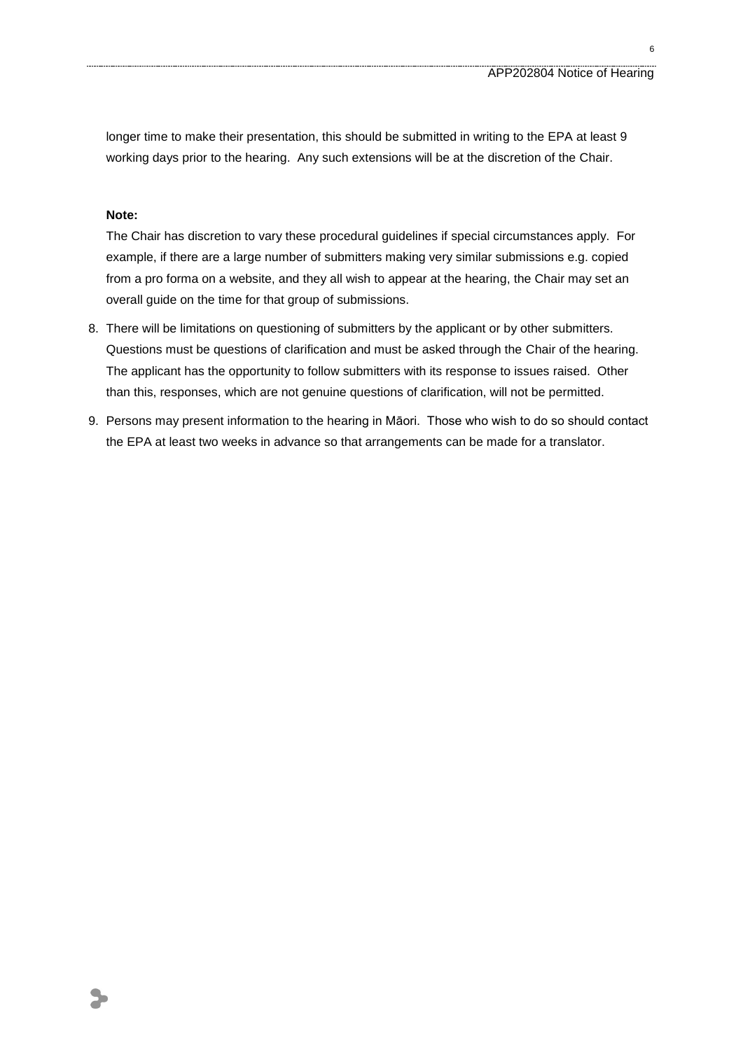longer time to make their presentation, this should be submitted in writing to the EPA at least 9 working days prior to the hearing. Any such extensions will be at the discretion of the Chair.

**Note:**

The Chair has discretion to vary these procedural guidelines if special circumstances apply. For example, if there are a large number of submitters making very similar submissions e.g. copied from a pro forma on a website, and they all wish to appear at the hearing, the Chair may set an overall guide on the time for that group of submissions.

8. There will be limitations on questioning of submitters by the applicant or by other submitters. Questions must be questions of clarification and must be asked through the Chair of the hearing. The applicant has the opportunity to follow submitters with its response to issues raised. Other than this, responses, which are not genuine questions of clarification, will not be permitted.

9. Persons may present information to the hearing in Māori. Those who wish to do so should contact the EPA at least two weeks in advance so that arrangements can be made for a translator.